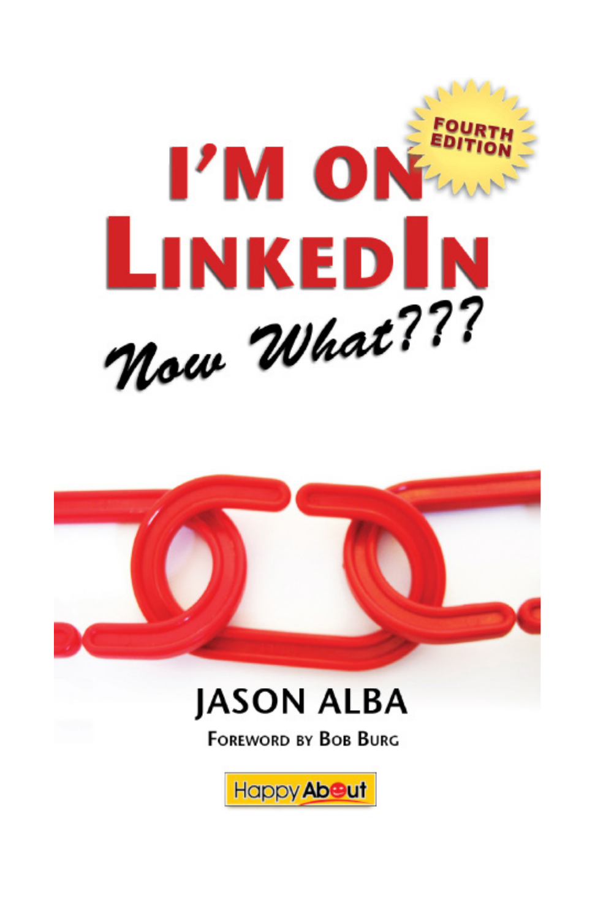# I'M ON LINKEDIN

## Now What???

FOURTH EDITION

**JASON ALBA**

FOREWORD BY BOB BURG

Happy About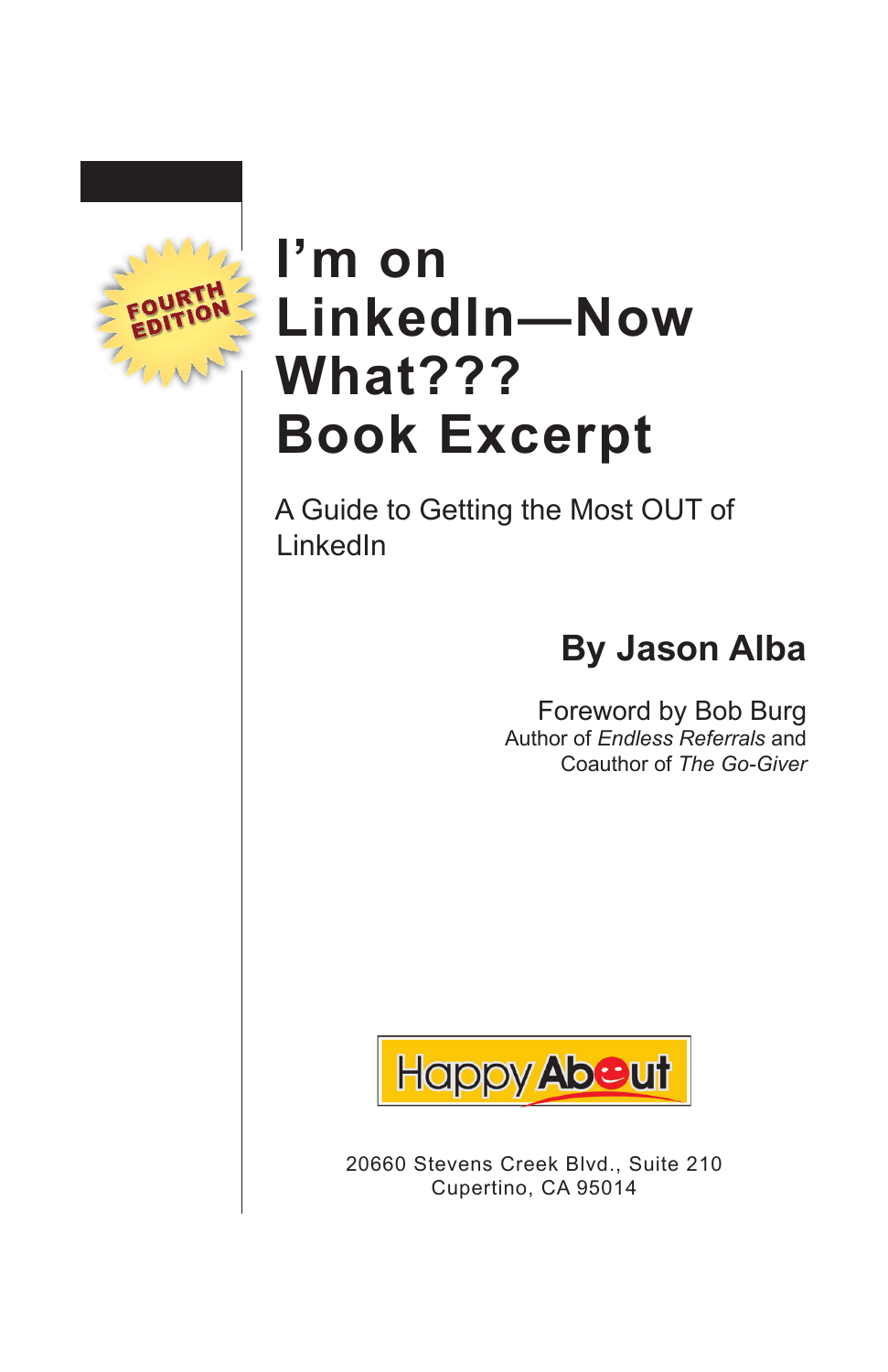FOURTH EDITION

# I'm on LinkedIn—Now What??? Book Excerpt

A Guide to Getting the Most OUT of LinkedIn

**By Jason Alba**

Foreword by Bob Burg
Author of *Endless Referrals* and
Coauthor of *The Go-Giver*

Happy About

20660 Stevens Creek Blvd., Suite 210
Cupertino, CA 95014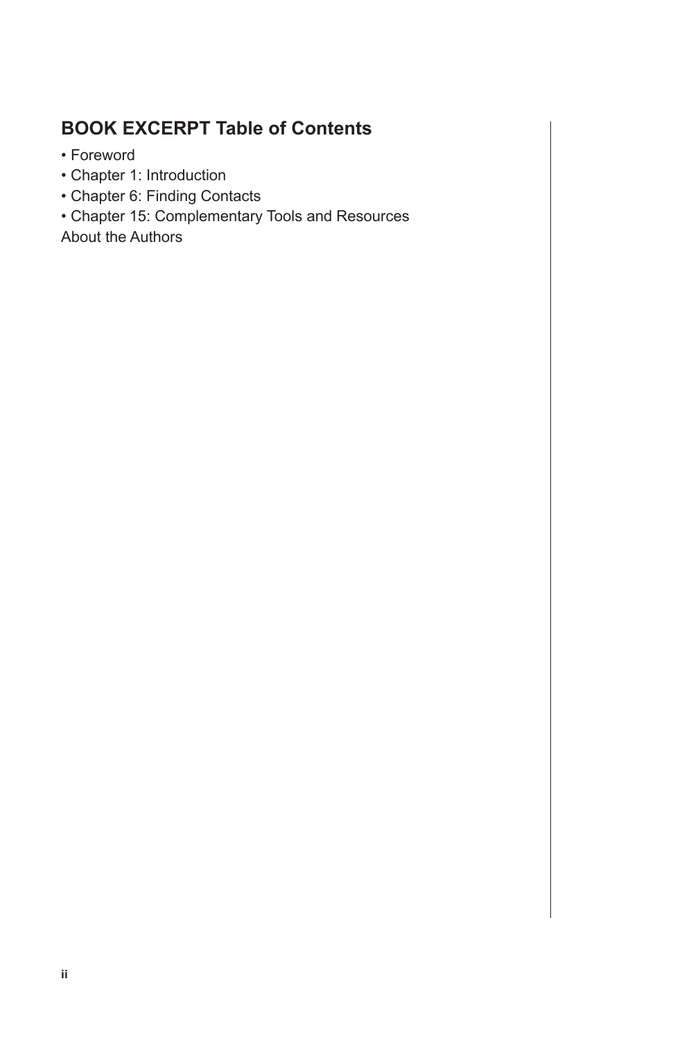## BOOK EXCERPT Table of Contents

- Foreword
- Chapter 1: Introduction
- Chapter 6: Finding Contacts
- Chapter 15: Complementary Tools and Resources

About the Authors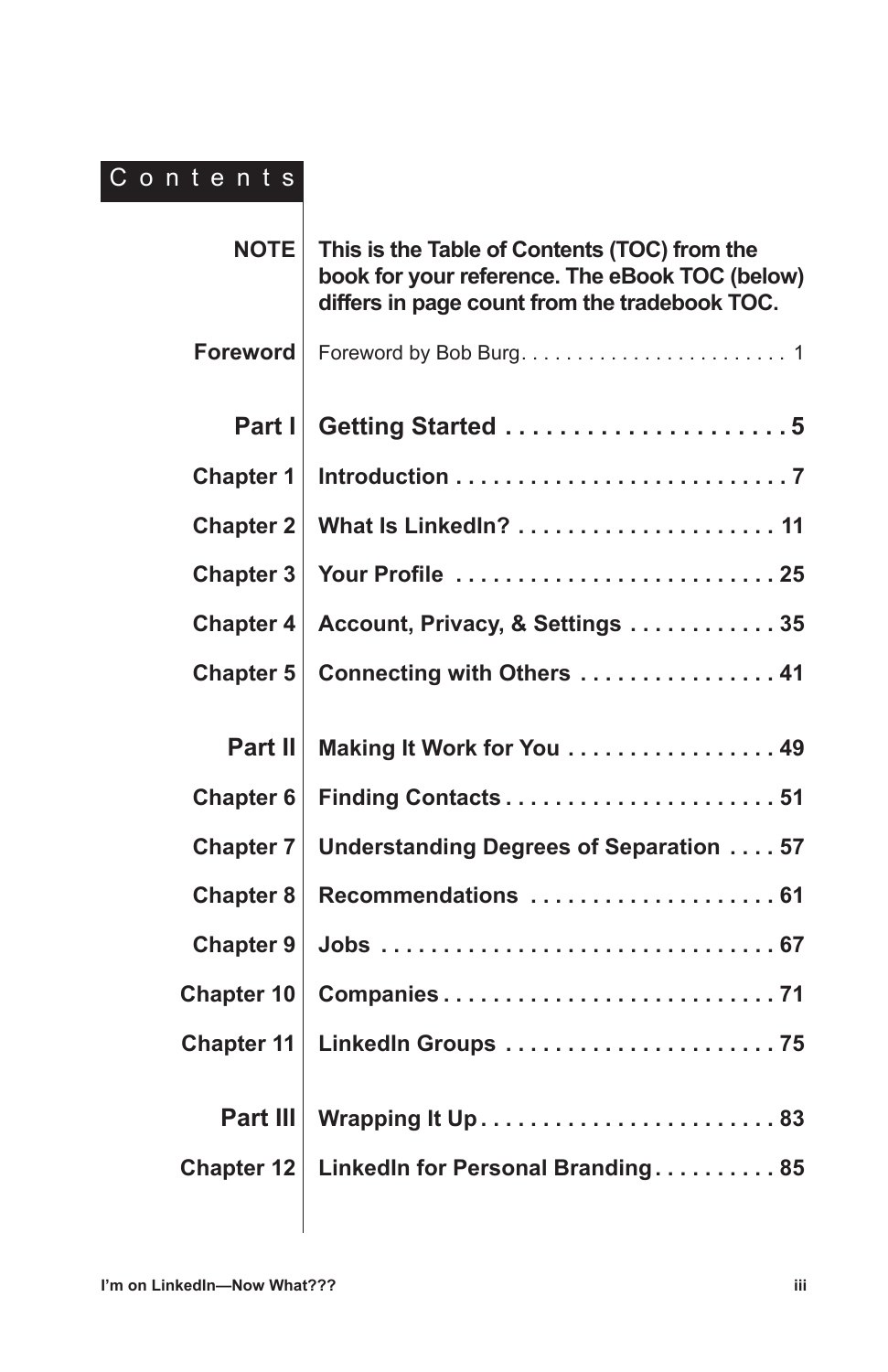# Contents

**NOTE** **This is the Table of Contents (TOC) from the book for your reference. The eBook TOC (below) differs in page count from the tradebook TOC.**

**Foreword** Foreword by Bob Burg. . . . . . . . . . . . . . . . . . . . . . . . 1

## Part I Getting Started . . . . . . . . . . . . . . . . . . . . . 5

**Chapter 1** **Introduction . . . . . . . . . . . . . . . . . . . . . . . . . . . 7**

**Chapter 2** **What Is LinkedIn? . . . . . . . . . . . . . . . . . . . . . 11**

**Chapter 3** **Your Profile . . . . . . . . . . . . . . . . . . . . . . . . . . 25**

**Chapter 4** **Account, Privacy, & Settings . . . . . . . . . . . . 35**

**Chapter 5** **Connecting with Others . . . . . . . . . . . . . . . . 41**

## Part II Making It Work for You . . . . . . . . . . . . . . . . . 49

**Chapter 6** **Finding Contacts . . . . . . . . . . . . . . . . . . . . . . 51**

**Chapter 7** **Understanding Degrees of Separation . . . . 57**

**Chapter 8** **Recommendations . . . . . . . . . . . . . . . . . . . . 61**

**Chapter 9** **Jobs . . . . . . . . . . . . . . . . . . . . . . . . . . . . . . . . 67**

**Chapter 10** **Companies . . . . . . . . . . . . . . . . . . . . . . . . . . . 71**

**Chapter 11** **LinkedIn Groups . . . . . . . . . . . . . . . . . . . . . . 75**

## Part III Wrapping It Up . . . . . . . . . . . . . . . . . . . . . . . . 83

**Chapter 12** **LinkedIn for Personal Branding . . . . . . . . . . 85**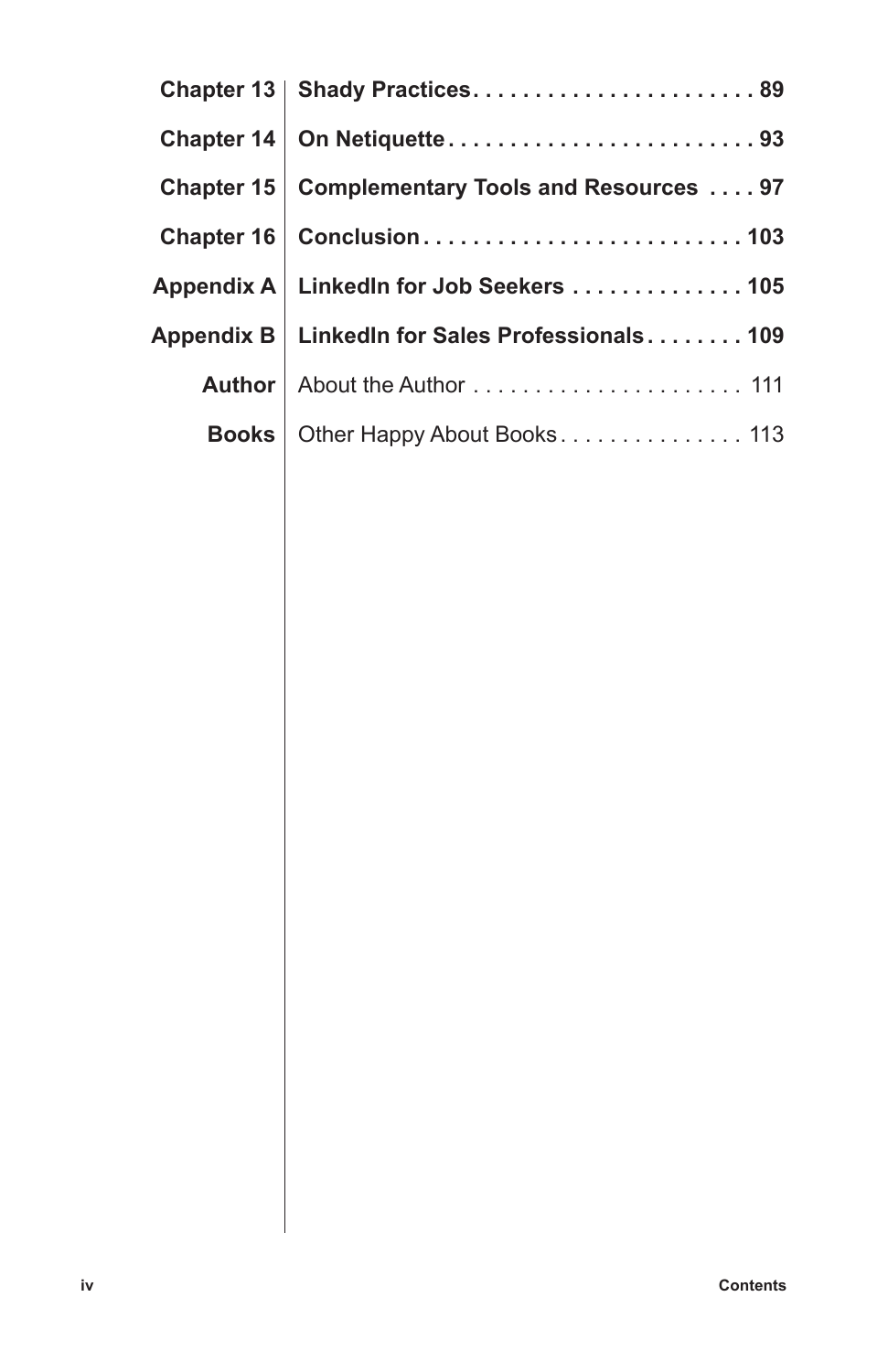| | | |
|---|---|---|
| **Chapter 13** | **Shady Practices** | **89** |
| **Chapter 14** | **On Netiquette** | **93** |
| **Chapter 15** | **Complementary Tools and Resources** | **97** |
| **Chapter 16** | **Conclusion** | **103** |
| **Appendix A** | **LinkedIn for Job Seekers** | **105** |
| **Appendix B** | **LinkedIn for Sales Professionals** | **109** |
| **Author** | About the Author | 111 |
| **Books** | Other Happy About Books | 113 |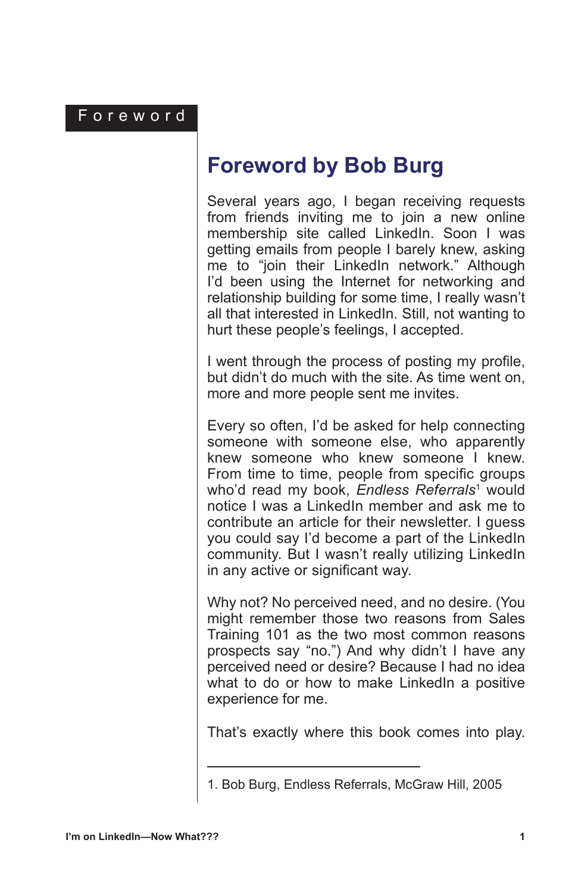# Foreword by Bob Burg

Several years ago, I began receiving requests from friends inviting me to join a new online membership site called LinkedIn. Soon I was getting emails from people I barely knew, asking me to "join their LinkedIn network." Although I'd been using the Internet for networking and relationship building for some time, I really wasn't all that interested in LinkedIn. Still, not wanting to hurt these people's feelings, I accepted.

I went through the process of posting my profile, but didn't do much with the site. As time went on, more and more people sent me invites.

Every so often, I'd be asked for help connecting someone with someone else, who apparently knew someone who knew someone I knew. From time to time, people from specific groups who'd read my book, *Endless Referrals*[1] would notice I was a LinkedIn member and ask me to contribute an article for their newsletter. I guess you could say I'd become a part of the LinkedIn community. But I wasn't really utilizing LinkedIn in any active or significant way.

Why not? No perceived need, and no desire. (You might remember those two reasons from Sales Training 101 as the two most common reasons prospects say "no.") And why didn't I have any perceived need or desire? Because I had no idea what to do or how to make LinkedIn a positive experience for me.

That's exactly where this book comes into play.

---

1. Bob Burg, Endless Referrals, McGraw Hill, 2005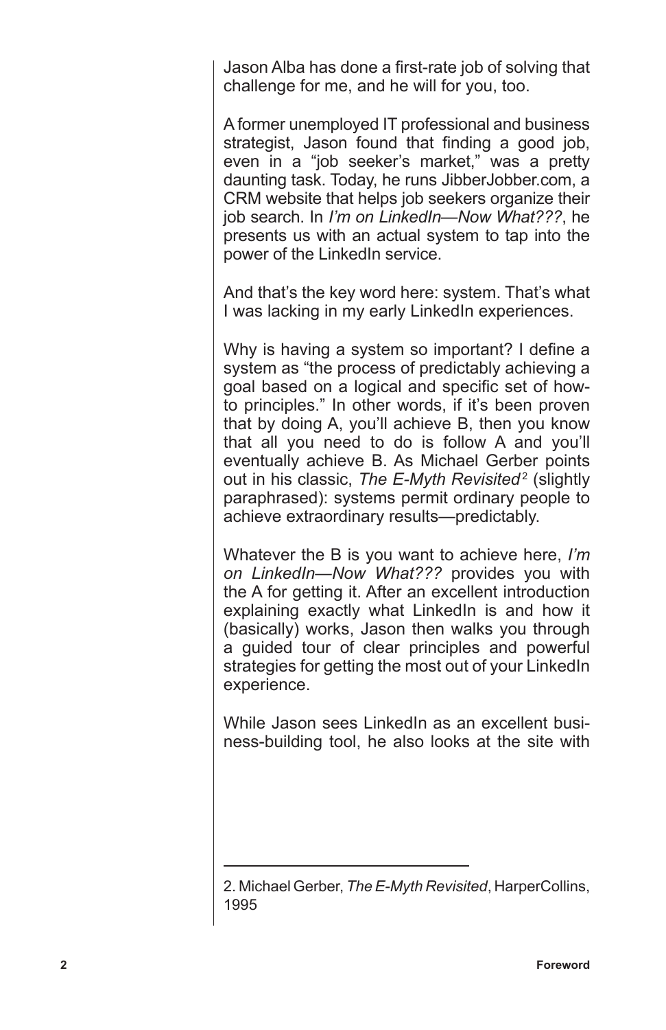Jason Alba has done a first-rate job of solving that challenge for me, and he will for you, too.

A former unemployed IT professional and business strategist, Jason found that finding a good job, even in a "job seeker's market," was a pretty daunting task. Today, he runs JibberJobber.com, a CRM website that helps job seekers organize their job search. In *I'm on LinkedIn—Now What???*, he presents us with an actual system to tap into the power of the LinkedIn service.

And that's the key word here: system. That's what I was lacking in my early LinkedIn experiences.

Why is having a system so important? I define a system as "the process of predictably achieving a goal based on a logical and specific set of how-to principles." In other words, if it's been proven that by doing A, you'll achieve B, then you know that all you need to do is follow A and you'll eventually achieve B. As Michael Gerber points out in his classic, *The E-Myth Revisited*[2] (slightly paraphrased): systems permit ordinary people to achieve extraordinary results—predictably.

Whatever the B is you want to achieve here, *I'm on LinkedIn—Now What???* provides you with the A for getting it. After an excellent introduction explaining exactly what LinkedIn is and how it (basically) works, Jason then walks you through a guided tour of clear principles and powerful strategies for getting the most out of your LinkedIn experience.

While Jason sees LinkedIn as an excellent business-building tool, he also looks at the site with

---

2. Michael Gerber, *The E-Myth Revisited*, HarperCollins, 1995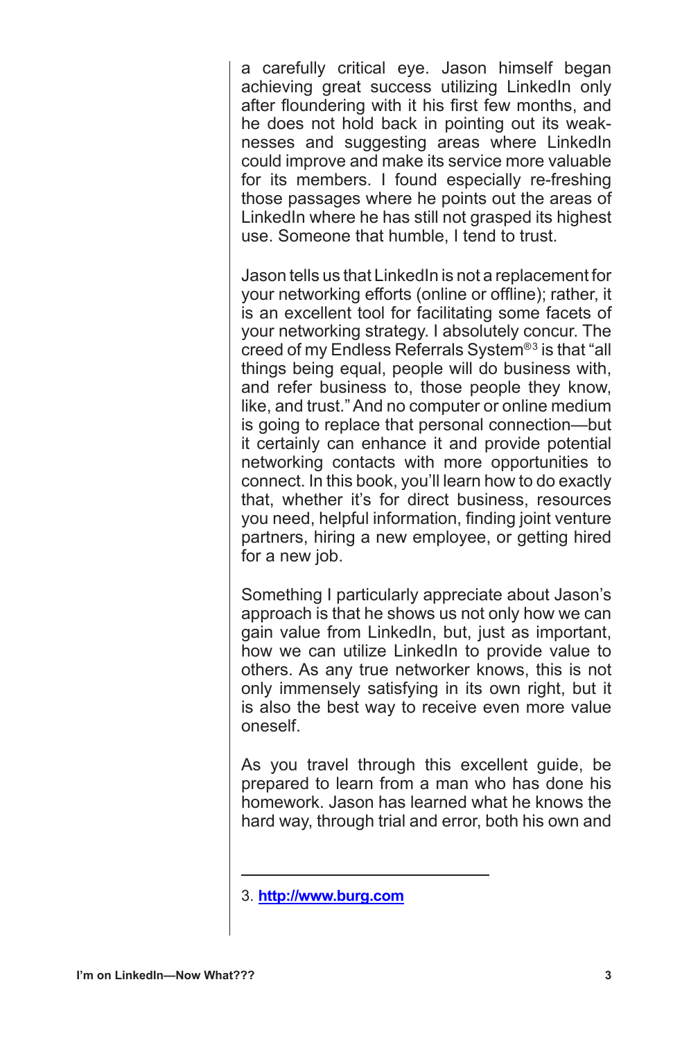a carefully critical eye. Jason himself began achieving great success utilizing LinkedIn only after floundering with it his first few months, and he does not hold back in pointing out its weaknesses and suggesting areas where LinkedIn could improve and make its service more valuable for its members. I found especially re-freshing those passages where he points out the areas of LinkedIn where he has still not grasped its highest use. Someone that humble, I tend to trust.

Jason tells us that LinkedIn is not a replacement for your networking efforts (online or offline); rather, it is an excellent tool for facilitating some facets of your networking strategy. I absolutely concur. The creed of my Endless Referrals System®[3] is that "all things being equal, people will do business with, and refer business to, those people they know, like, and trust." And no computer or online medium is going to replace that personal connection—but it certainly can enhance it and provide potential networking contacts with more opportunities to connect. In this book, you'll learn how to do exactly that, whether it's for direct business, resources you need, helpful information, finding joint venture partners, hiring a new employee, or getting hired for a new job.

Something I particularly appreciate about Jason's approach is that he shows us not only how we can gain value from LinkedIn, but, just as important, how we can utilize LinkedIn to provide value to others. As any true networker knows, this is not only immensely satisfying in its own right, but it is also the best way to receive even more value oneself.

As you travel through this excellent guide, be prepared to learn from a man who has done his homework. Jason has learned what he knows the hard way, through trial and error, both his own and

---

3. http://www.burg.com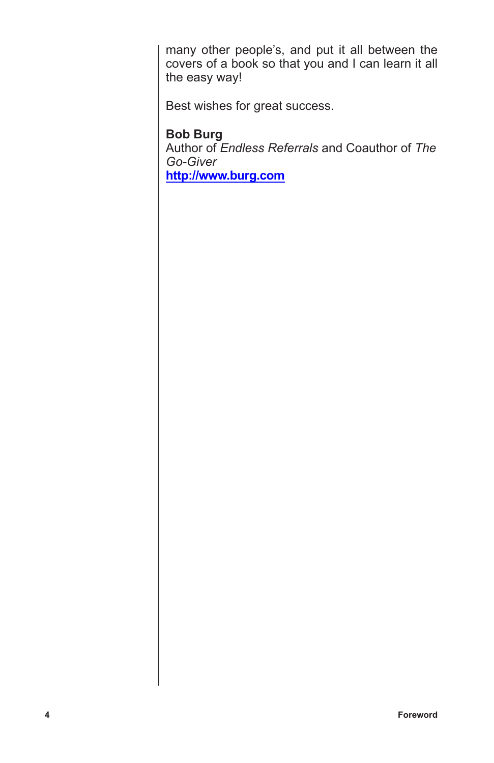many other people's, and put it all between the covers of a book so that you and I can learn it all the easy way!

Best wishes for great success.

**Bob Burg**
Author of *Endless Referrals* and Coauthor of *The Go-Giver*
[http://www.burg.com](http://www.burg.com)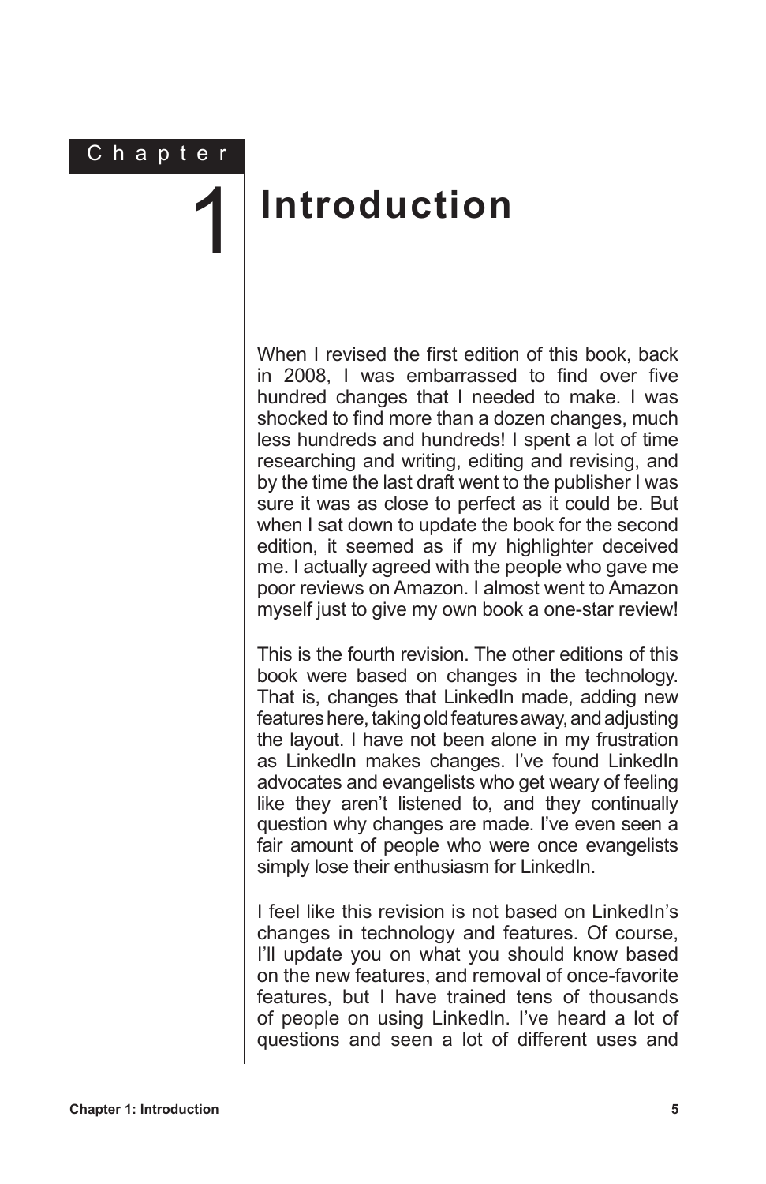# Chapter 1 Introduction

When I revised the first edition of this book, back in 2008, I was embarrassed to find over five hundred changes that I needed to make. I was shocked to find more than a dozen changes, much less hundreds and hundreds! I spent a lot of time researching and writing, editing and revising, and by the time the last draft went to the publisher I was sure it was as close to perfect as it could be. But when I sat down to update the book for the second edition, it seemed as if my highlighter deceived me. I actually agreed with the people who gave me poor reviews on Amazon. I almost went to Amazon myself just to give my own book a one-star review!

This is the fourth revision. The other editions of this book were based on changes in the technology. That is, changes that LinkedIn made, adding new features here, taking old features away, and adjusting the layout. I have not been alone in my frustration as LinkedIn makes changes. I've found LinkedIn advocates and evangelists who get weary of feeling like they aren't listened to, and they continually question why changes are made. I've even seen a fair amount of people who were once evangelists simply lose their enthusiasm for LinkedIn.

I feel like this revision is not based on LinkedIn's changes in technology and features. Of course, I'll update you on what you should know based on the new features, and removal of once-favorite features, but I have trained tens of thousands of people on using LinkedIn. I've heard a lot of questions and seen a lot of different uses and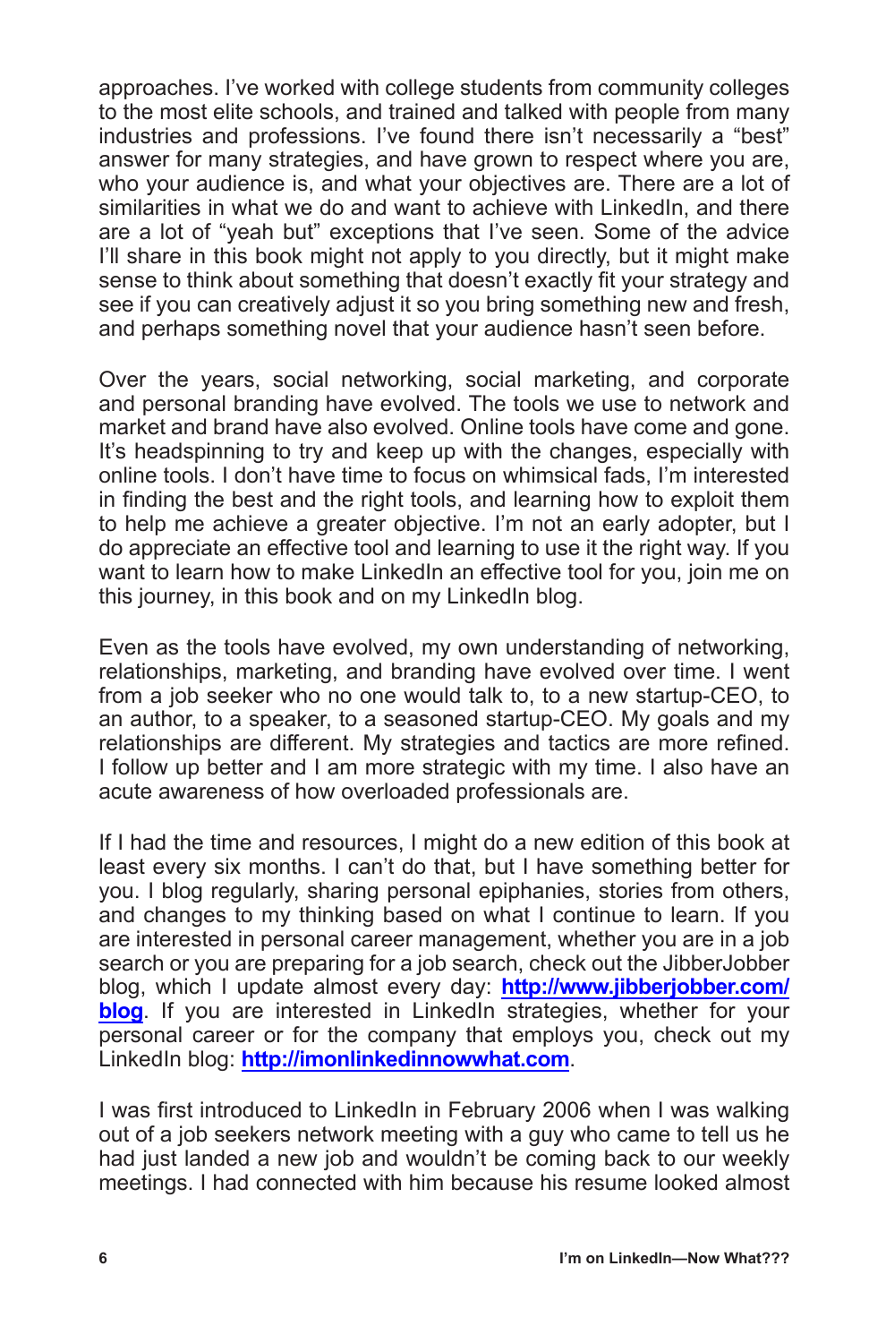approaches. I've worked with college students from community colleges to the most elite schools, and trained and talked with people from many industries and professions. I've found there isn't necessarily a "best" answer for many strategies, and have grown to respect where you are, who your audience is, and what your objectives are. There are a lot of similarities in what we do and want to achieve with LinkedIn, and there are a lot of "yeah but" exceptions that I've seen. Some of the advice I'll share in this book might not apply to you directly, but it might make sense to think about something that doesn't exactly fit your strategy and see if you can creatively adjust it so you bring something new and fresh, and perhaps something novel that your audience hasn't seen before.

Over the years, social networking, social marketing, and corporate and personal branding have evolved. The tools we use to network and market and brand have also evolved. Online tools have come and gone. It's headspinning to try and keep up with the changes, especially with online tools. I don't have time to focus on whimsical fads, I'm interested in finding the best and the right tools, and learning how to exploit them to help me achieve a greater objective. I'm not an early adopter, but I do appreciate an effective tool and learning to use it the right way. If you want to learn how to make LinkedIn an effective tool for you, join me on this journey, in this book and on my LinkedIn blog.

Even as the tools have evolved, my own understanding of networking, relationships, marketing, and branding have evolved over time. I went from a job seeker who no one would talk to, to a new startup-CEO, to an author, to a speaker, to a seasoned startup-CEO. My goals and my relationships are different. My strategies and tactics are more refined. I follow up better and I am more strategic with my time. I also have an acute awareness of how overloaded professionals are.

If I had the time and resources, I might do a new edition of this book at least every six months. I can't do that, but I have something better for you. I blog regularly, sharing personal epiphanies, stories from others, and changes to my thinking based on what I continue to learn. If you are interested in personal career management, whether you are in a job search or you are preparing for a job search, check out the JibberJobber blog, which I update almost every day: **http://www.jibberjobber.com/blog**. If you are interested in LinkedIn strategies, whether for your personal career or for the company that employs you, check out my LinkedIn blog: **http://imonlinkedinnowwhat.com**.

I was first introduced to LinkedIn in February 2006 when I was walking out of a job seekers network meeting with a guy who came to tell us he had just landed a new job and wouldn't be coming back to our weekly meetings. I had connected with him because his resume looked almost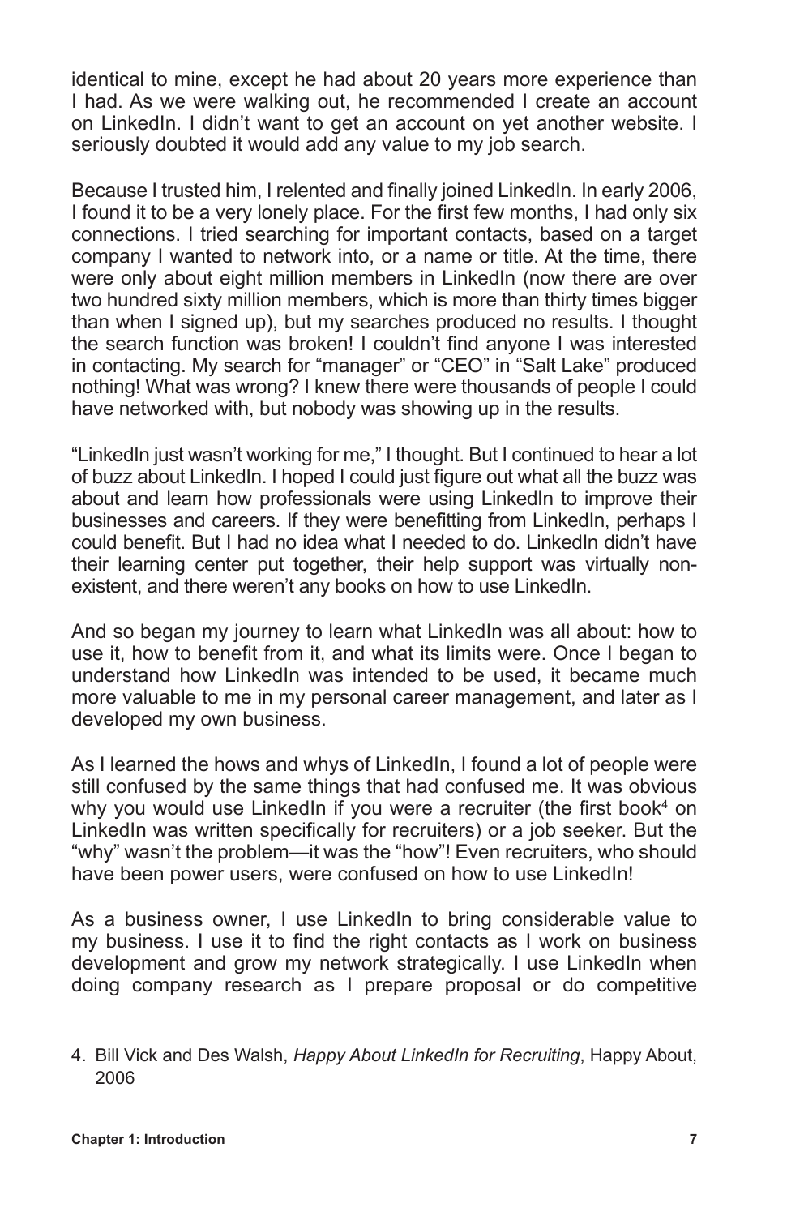identical to mine, except he had about 20 years more experience than I had. As we were walking out, he recommended I create an account on LinkedIn. I didn't want to get an account on yet another website. I seriously doubted it would add any value to my job search.

Because I trusted him, I relented and finally joined LinkedIn. In early 2006, I found it to be a very lonely place. For the first few months, I had only six connections. I tried searching for important contacts, based on a target company I wanted to network into, or a name or title. At the time, there were only about eight million members in LinkedIn (now there are over two hundred sixty million members, which is more than thirty times bigger than when I signed up), but my searches produced no results. I thought the search function was broken! I couldn't find anyone I was interested in contacting. My search for "manager" or "CEO" in "Salt Lake" produced nothing! What was wrong? I knew there were thousands of people I could have networked with, but nobody was showing up in the results.

"LinkedIn just wasn't working for me," I thought. But I continued to hear a lot of buzz about LinkedIn. I hoped I could just figure out what all the buzz was about and learn how professionals were using LinkedIn to improve their businesses and careers. If they were benefitting from LinkedIn, perhaps I could benefit. But I had no idea what I needed to do. LinkedIn didn't have their learning center put together, their help support was virtually non-existent, and there weren't any books on how to use LinkedIn.

And so began my journey to learn what LinkedIn was all about: how to use it, how to benefit from it, and what its limits were. Once I began to understand how LinkedIn was intended to be used, it became much more valuable to me in my personal career management, and later as I developed my own business.

As I learned the hows and whys of LinkedIn, I found a lot of people were still confused by the same things that had confused me. It was obvious why you would use LinkedIn if you were a recruiter (the first book[4] on LinkedIn was written specifically for recruiters) or a job seeker. But the "why" wasn't the problem—it was the "how"! Even recruiters, who should have been power users, were confused on how to use LinkedIn!

As a business owner, I use LinkedIn to bring considerable value to my business. I use it to find the right contacts as I work on business development and grow my network strategically. I use LinkedIn when doing company research as I prepare proposal or do competitive

---

4. Bill Vick and Des Walsh, *Happy About LinkedIn for Recruiting*, Happy About, 2006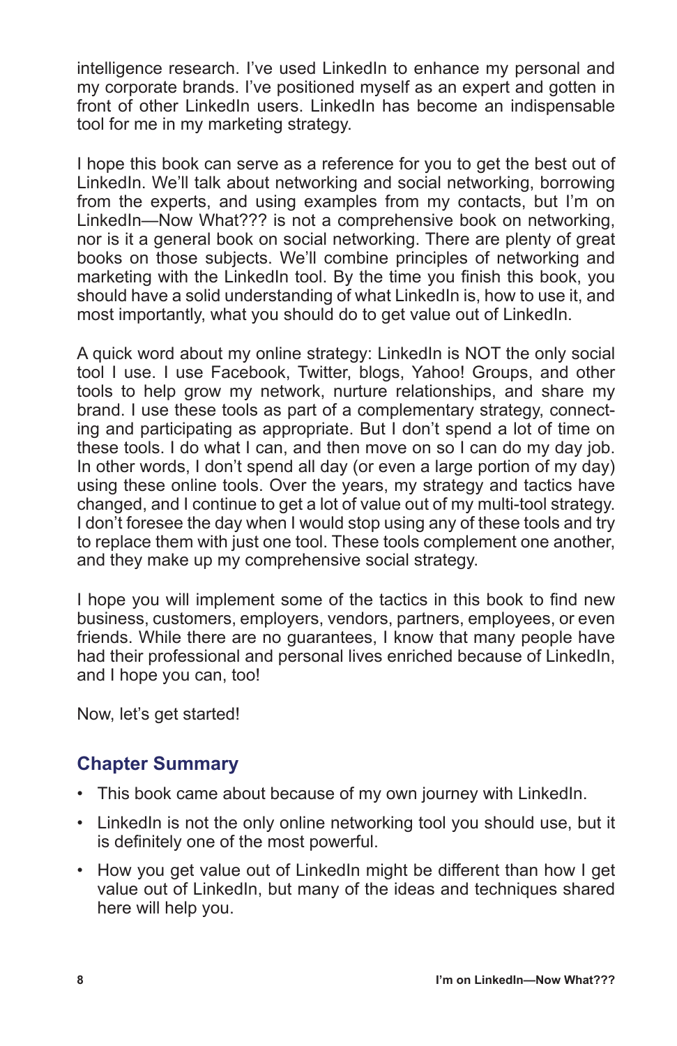intelligence research. I've used LinkedIn to enhance my personal and my corporate brands. I've positioned myself as an expert and gotten in front of other LinkedIn users. LinkedIn has become an indispensable tool for me in my marketing strategy.

I hope this book can serve as a reference for you to get the best out of LinkedIn. We'll talk about networking and social networking, borrowing from the experts, and using examples from my contacts, but I'm on LinkedIn—Now What??? is not a comprehensive book on networking, nor is it a general book on social networking. There are plenty of great books on those subjects. We'll combine principles of networking and marketing with the LinkedIn tool. By the time you finish this book, you should have a solid understanding of what LinkedIn is, how to use it, and most importantly, what you should do to get value out of LinkedIn.

A quick word about my online strategy: LinkedIn is NOT the only social tool I use. I use Facebook, Twitter, blogs, Yahoo! Groups, and other tools to help grow my network, nurture relationships, and share my brand. I use these tools as part of a complementary strategy, connecting and participating as appropriate. But I don't spend a lot of time on these tools. I do what I can, and then move on so I can do my day job. In other words, I don't spend all day (or even a large portion of my day) using these online tools. Over the years, my strategy and tactics have changed, and I continue to get a lot of value out of my multi-tool strategy. I don't foresee the day when I would stop using any of these tools and try to replace them with just one tool. These tools complement one another, and they make up my comprehensive social strategy.

I hope you will implement some of the tactics in this book to find new business, customers, employers, vendors, partners, employees, or even friends. While there are no guarantees, I know that many people have had their professional and personal lives enriched because of LinkedIn, and I hope you can, too!

Now, let's get started!

## Chapter Summary

- This book came about because of my own journey with LinkedIn.
- LinkedIn is not the only online networking tool you should use, but it is definitely one of the most powerful.
- How you get value out of LinkedIn might be different than how I get value out of LinkedIn, but many of the ideas and techniques shared here will help you.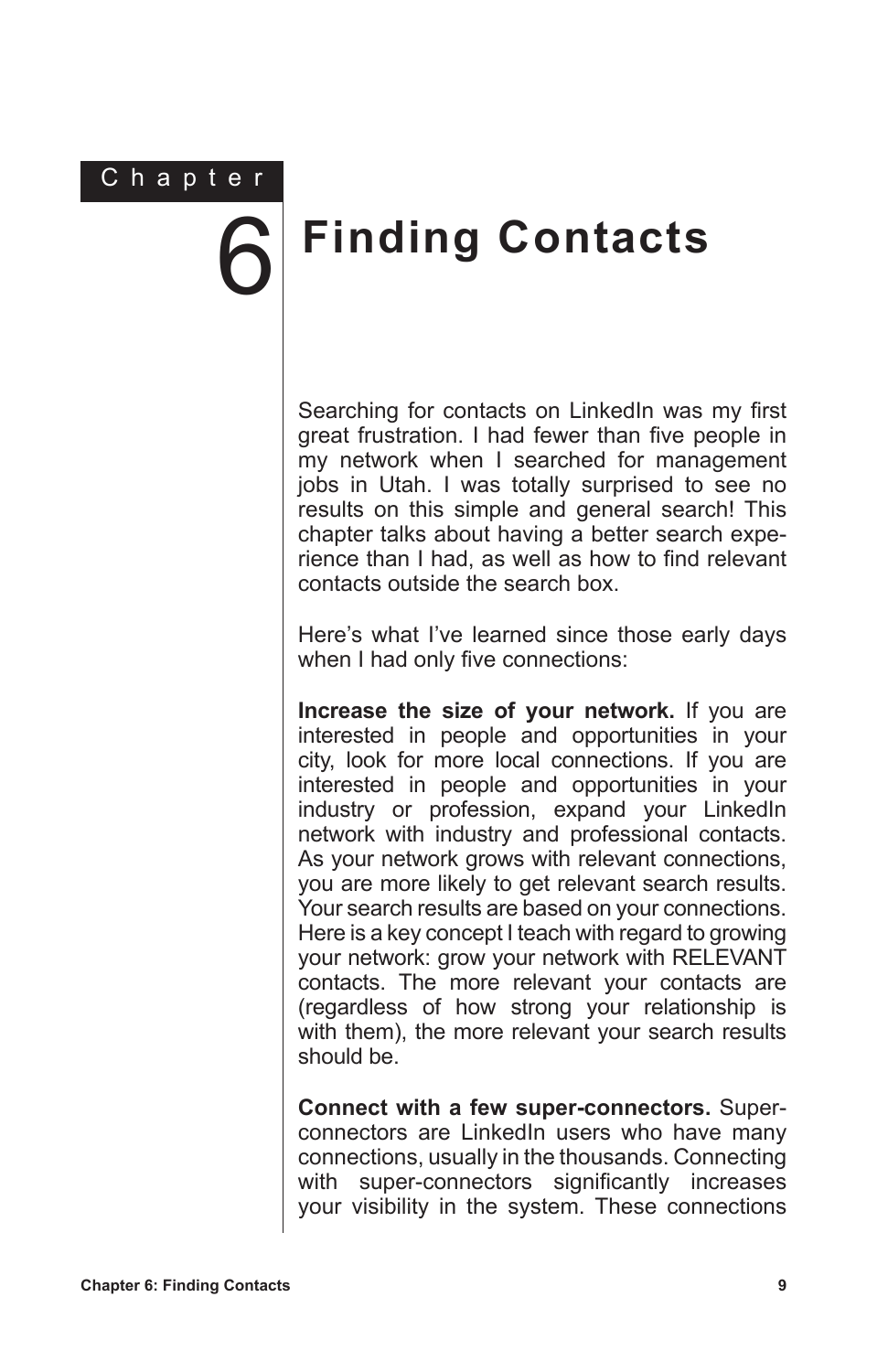# Chapter 6 Finding Contacts

Searching for contacts on LinkedIn was my first great frustration. I had fewer than five people in my network when I searched for management jobs in Utah. I was totally surprised to see no results on this simple and general search! This chapter talks about having a better search experience than I had, as well as how to find relevant contacts outside the search box.

Here's what I've learned since those early days when I had only five connections:

**Increase the size of your network.** If you are interested in people and opportunities in your city, look for more local connections. If you are interested in people and opportunities in your industry or profession, expand your LinkedIn network with industry and professional contacts. As your network grows with relevant connections, you are more likely to get relevant search results. Your search results are based on your connections. Here is a key concept I teach with regard to growing your network: grow your network with RELEVANT contacts. The more relevant your contacts are (regardless of how strong your relationship is with them), the more relevant your search results should be.

**Connect with a few super-connectors.** Super-connectors are LinkedIn users who have many connections, usually in the thousands. Connecting with super-connectors significantly increases your visibility in the system. These connections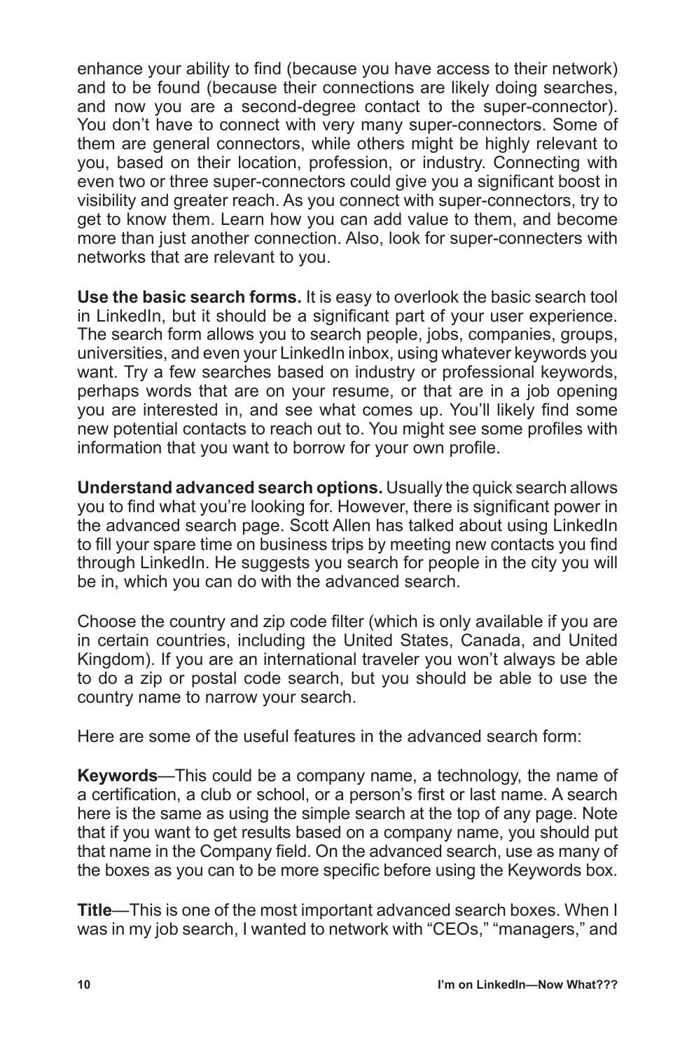enhance your ability to find (because you have access to their network) and to be found (because their connections are likely doing searches, and now you are a second-degree contact to the super-connector). You don't have to connect with very many super-connectors. Some of them are general connectors, while others might be highly relevant to you, based on their location, profession, or industry. Connecting with even two or three super-connectors could give you a significant boost in visibility and greater reach. As you connect with super-connectors, try to get to know them. Learn how you can add value to them, and become more than just another connection. Also, look for super-connecters with networks that are relevant to you.

**Use the basic search forms.** It is easy to overlook the basic search tool in LinkedIn, but it should be a significant part of your user experience. The search form allows you to search people, jobs, companies, groups, universities, and even your LinkedIn inbox, using whatever keywords you want. Try a few searches based on industry or professional keywords, perhaps words that are on your resume, or that are in a job opening you are interested in, and see what comes up. You'll likely find some new potential contacts to reach out to. You might see some profiles with information that you want to borrow for your own profile.

**Understand advanced search options.** Usually the quick search allows you to find what you're looking for. However, there is significant power in the advanced search page. Scott Allen has talked about using LinkedIn to fill your spare time on business trips by meeting new contacts you find through LinkedIn. He suggests you search for people in the city you will be in, which you can do with the advanced search.

Choose the country and zip code filter (which is only available if you are in certain countries, including the United States, Canada, and United Kingdom). If you are an international traveler you won't always be able to do a zip or postal code search, but you should be able to use the country name to narrow your search.

Here are some of the useful features in the advanced search form:

**Keywords**—This could be a company name, a technology, the name of a certification, a club or school, or a person's first or last name. A search here is the same as using the simple search at the top of any page. Note that if you want to get results based on a company name, you should put that name in the Company field. On the advanced search, use as many of the boxes as you can to be more specific before using the Keywords box.

**Title**—This is one of the most important advanced search boxes. When I was in my job search, I wanted to network with "CEOs," "managers," and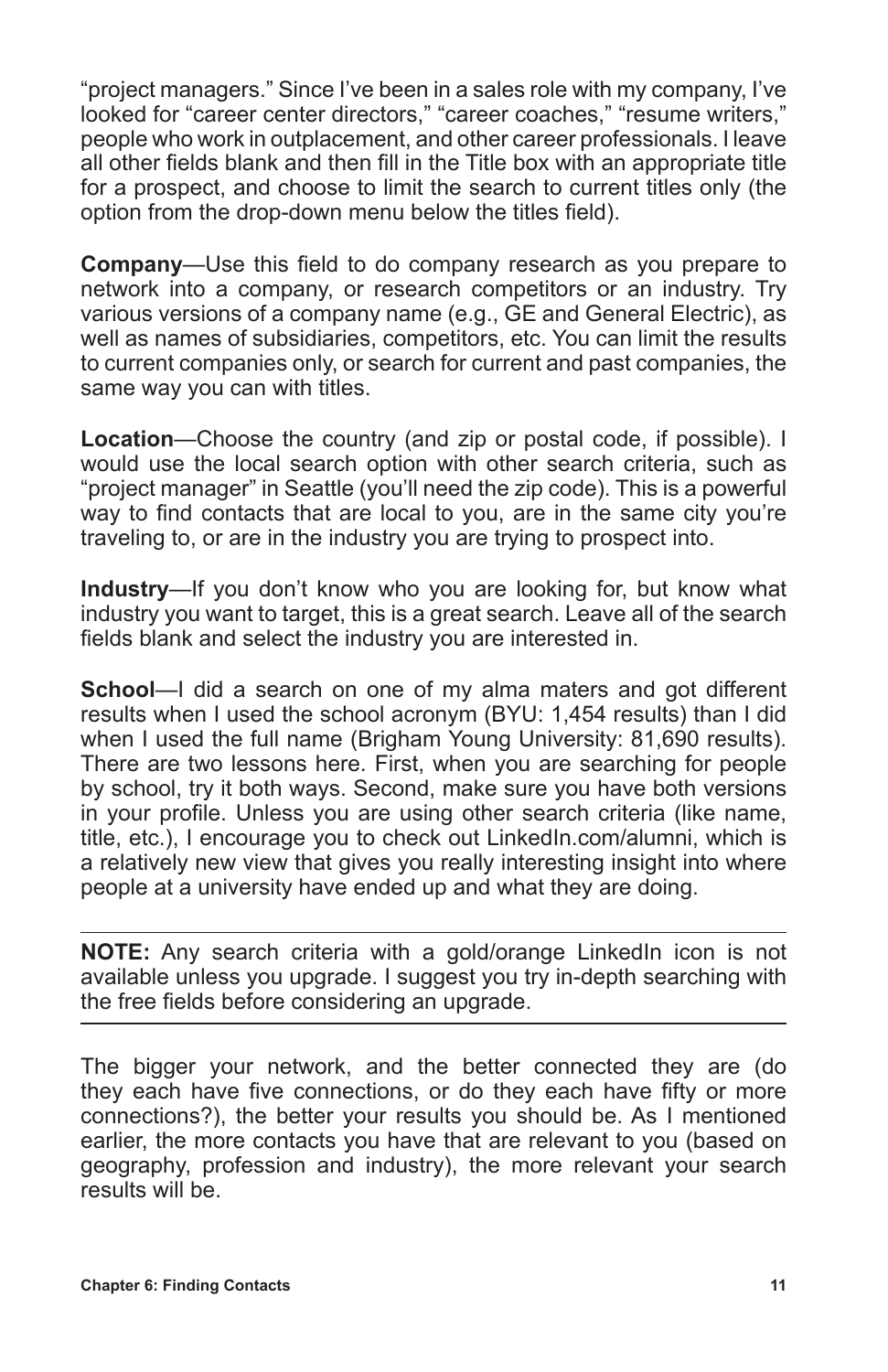"project managers." Since I've been in a sales role with my company, I've looked for "career center directors," "career coaches," "resume writers," people who work in outplacement, and other career professionals. I leave all other fields blank and then fill in the Title box with an appropriate title for a prospect, and choose to limit the search to current titles only (the option from the drop-down menu below the titles field).

**Company**—Use this field to do company research as you prepare to network into a company, or research competitors or an industry. Try various versions of a company name (e.g., GE and General Electric), as well as names of subsidiaries, competitors, etc. You can limit the results to current companies only, or search for current and past companies, the same way you can with titles.

**Location**—Choose the country (and zip or postal code, if possible). I would use the local search option with other search criteria, such as "project manager" in Seattle (you'll need the zip code). This is a powerful way to find contacts that are local to you, are in the same city you're traveling to, or are in the industry you are trying to prospect into.

**Industry**—If you don't know who you are looking for, but know what industry you want to target, this is a great search. Leave all of the search fields blank and select the industry you are interested in.

**School**—I did a search on one of my alma maters and got different results when I used the school acronym (BYU: 1,454 results) than I did when I used the full name (Brigham Young University: 81,690 results). There are two lessons here. First, when you are searching for people by school, try it both ways. Second, make sure you have both versions in your profile. Unless you are using other search criteria (like name, title, etc.), I encourage you to check out LinkedIn.com/alumni, which is a relatively new view that gives you really interesting insight into where people at a university have ended up and what they are doing.

---

**NOTE:** Any search criteria with a gold/orange LinkedIn icon is not available unless you upgrade. I suggest you try in-depth searching with the free fields before considering an upgrade.

---

The bigger your network, and the better connected they are (do they each have five connections, or do they each have fifty or more connections?), the better your results you should be. As I mentioned earlier, the more contacts you have that are relevant to you (based on geography, profession and industry), the more relevant your search results will be.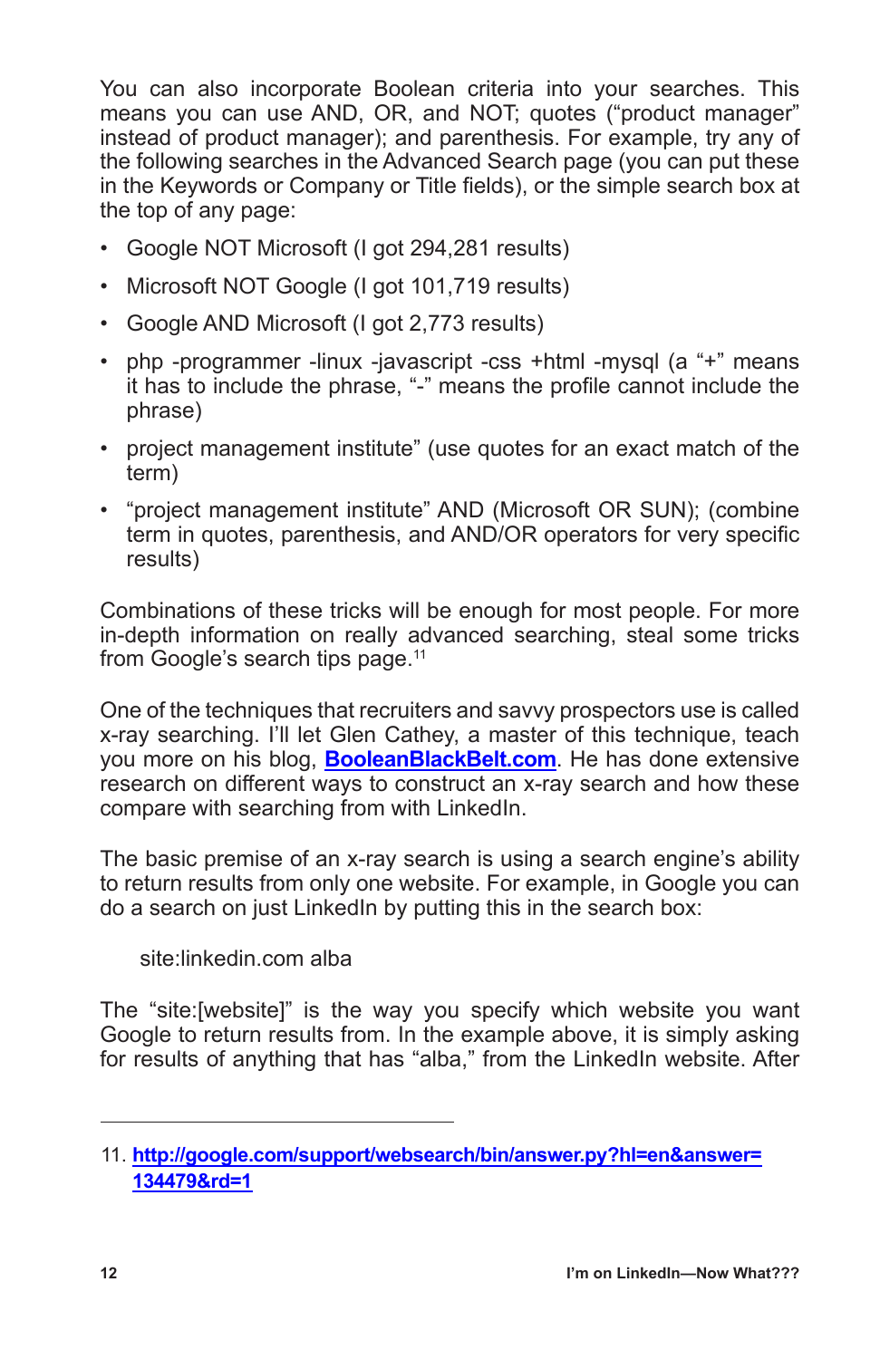You can also incorporate Boolean criteria into your searches. This means you can use AND, OR, and NOT; quotes (“product manager” instead of product manager); and parenthesis. For example, try any of the following searches in the Advanced Search page (you can put these in the Keywords or Company or Title fields), or the simple search box at the top of any page:

- Google NOT Microsoft (I got 294,281 results)
- Microsoft NOT Google (I got 101,719 results)
- Google AND Microsoft (I got 2,773 results)
- php -programmer -linux -javascript -css +html -mysql (a “+” means it has to include the phrase, “-” means the profile cannot include the phrase)
- project management institute” (use quotes for an exact match of the term)
- “project management institute” AND (Microsoft OR SUN); (combine term in quotes, parenthesis, and AND/OR operators for very specific results)

Combinations of these tricks will be enough for most people. For more in-depth information on really advanced searching, steal some tricks from Google’s search tips page.[11]

One of the techniques that recruiters and savvy prospectors use is called x-ray searching. I’ll let Glen Cathey, a master of this technique, teach you more on his blog, **BooleanBlackBelt.com**. He has done extensive research on different ways to construct an x-ray search and how these compare with searching from with LinkedIn.

The basic premise of an x-ray search is using a search engine’s ability to return results from only one website. For example, in Google you can do a search on just LinkedIn by putting this in the search box:

site:linkedin.com alba

The “site:[website]” is the way you specify which website you want Google to return results from. In the example above, it is simply asking for results of anything that has “alba,” from the LinkedIn website. After

---

11. http://google.com/support/websearch/bin/answer.py?hl=en&answer=134479&rd=1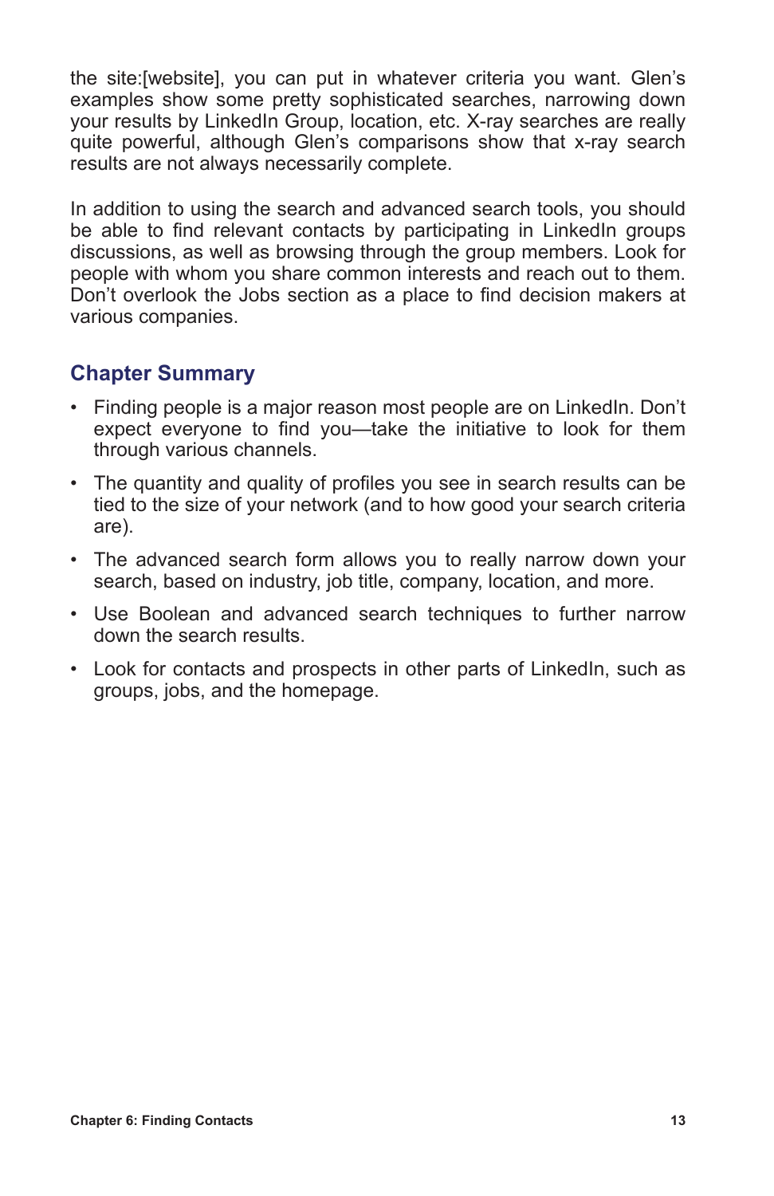the site:[website], you can put in whatever criteria you want. Glen's examples show some pretty sophisticated searches, narrowing down your results by LinkedIn Group, location, etc. X-ray searches are really quite powerful, although Glen's comparisons show that x-ray search results are not always necessarily complete.

In addition to using the search and advanced search tools, you should be able to find relevant contacts by participating in LinkedIn groups discussions, as well as browsing through the group members. Look for people with whom you share common interests and reach out to them. Don't overlook the Jobs section as a place to find decision makers at various companies.

## Chapter Summary

- Finding people is a major reason most people are on LinkedIn. Don't expect everyone to find you—take the initiative to look for them through various channels.
- The quantity and quality of profiles you see in search results can be tied to the size of your network (and to how good your search criteria are).
- The advanced search form allows you to really narrow down your search, based on industry, job title, company, location, and more.
- Use Boolean and advanced search techniques to further narrow down the search results.
- Look for contacts and prospects in other parts of LinkedIn, such as groups, jobs, and the homepage.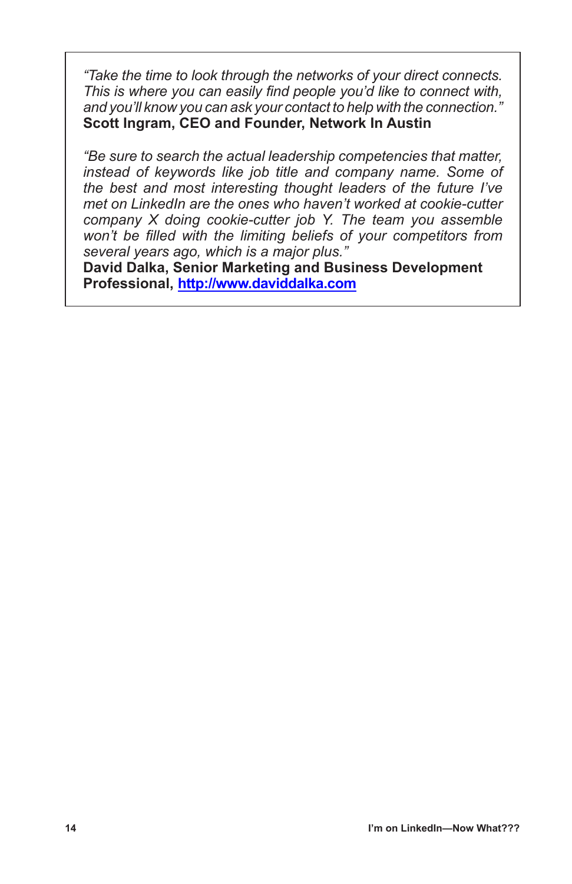*"Take the time to look through the networks of your direct connects. This is where you can easily find people you'd like to connect with, and you'll know you can ask your contact to help with the connection."*
**Scott Ingram, CEO and Founder, Network In Austin**

*"Be sure to search the actual leadership competencies that matter, instead of keywords like job title and company name. Some of the best and most interesting thought leaders of the future I've met on LinkedIn are the ones who haven't worked at cookie-cutter company X doing cookie-cutter job Y. The team you assemble won't be filled with the limiting beliefs of your competitors from several years ago, which is a major plus."*
**David Dalka, Senior Marketing and Business Development Professional, [http://www.daviddalka.com](http://www.daviddalka.com)**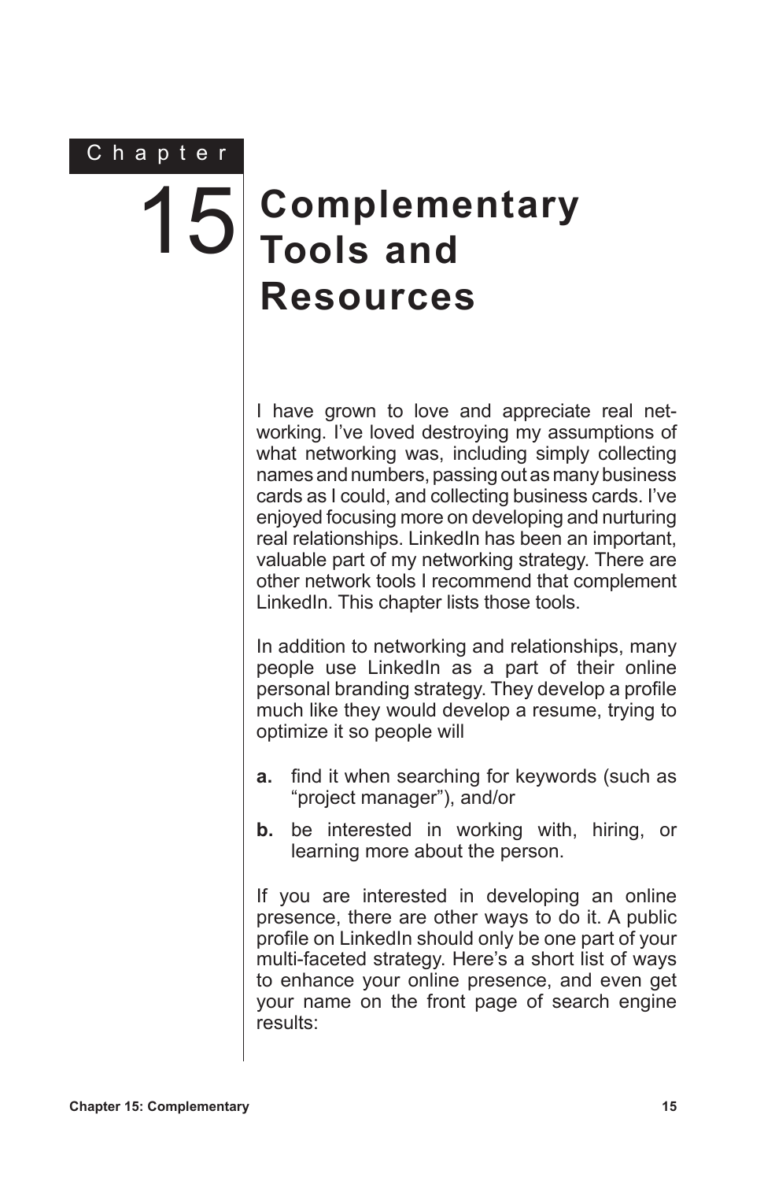# Chapter 15 Complementary Tools and Resources

I have grown to love and appreciate real networking. I've loved destroying my assumptions of what networking was, including simply collecting names and numbers, passing out as many business cards as I could, and collecting business cards. I've enjoyed focusing more on developing and nurturing real relationships. LinkedIn has been an important, valuable part of my networking strategy. There are other network tools I recommend that complement LinkedIn. This chapter lists those tools.

In addition to networking and relationships, many people use LinkedIn as a part of their online personal branding strategy. They develop a profile much like they would develop a resume, trying to optimize it so people will

**a.** find it when searching for keywords (such as "project manager"), and/or

**b.** be interested in working with, hiring, or learning more about the person.

If you are interested in developing an online presence, there are other ways to do it. A public profile on LinkedIn should only be one part of your multi-faceted strategy. Here's a short list of ways to enhance your online presence, and even get your name on the front page of search engine results: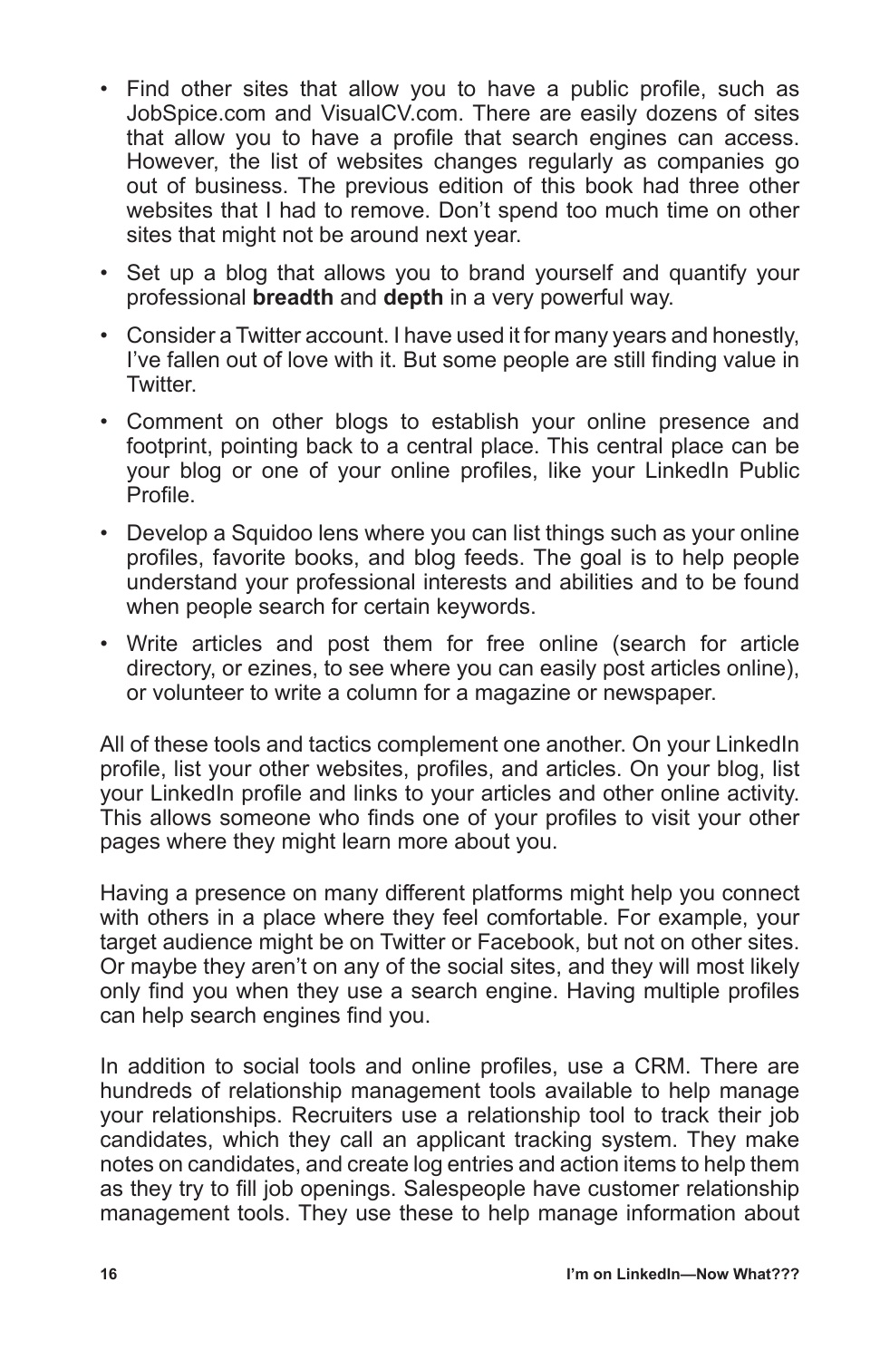- Find other sites that allow you to have a public profile, such as JobSpice.com and VisualCV.com. There are easily dozens of sites that allow you to have a profile that search engines can access. However, the list of websites changes regularly as companies go out of business. The previous edition of this book had three other websites that I had to remove. Don't spend too much time on other sites that might not be around next year.
- Set up a blog that allows you to brand yourself and quantify your professional **breadth** and **depth** in a very powerful way.
- Consider a Twitter account. I have used it for many years and honestly, I've fallen out of love with it. But some people are still finding value in Twitter.
- Comment on other blogs to establish your online presence and footprint, pointing back to a central place. This central place can be your blog or one of your online profiles, like your LinkedIn Public Profile.
- Develop a Squidoo lens where you can list things such as your online profiles, favorite books, and blog feeds. The goal is to help people understand your professional interests and abilities and to be found when people search for certain keywords.
- Write articles and post them for free online (search for article directory, or ezines, to see where you can easily post articles online), or volunteer to write a column for a magazine or newspaper.

All of these tools and tactics complement one another. On your LinkedIn profile, list your other websites, profiles, and articles. On your blog, list your LinkedIn profile and links to your articles and other online activity. This allows someone who finds one of your profiles to visit your other pages where they might learn more about you.

Having a presence on many different platforms might help you connect with others in a place where they feel comfortable. For example, your target audience might be on Twitter or Facebook, but not on other sites. Or maybe they aren't on any of the social sites, and they will most likely only find you when they use a search engine. Having multiple profiles can help search engines find you.

In addition to social tools and online profiles, use a CRM. There are hundreds of relationship management tools available to help manage your relationships. Recruiters use a relationship tool to track their job candidates, which they call an applicant tracking system. They make notes on candidates, and create log entries and action items to help them as they try to fill job openings. Salespeople have customer relationship management tools. They use these to help manage information about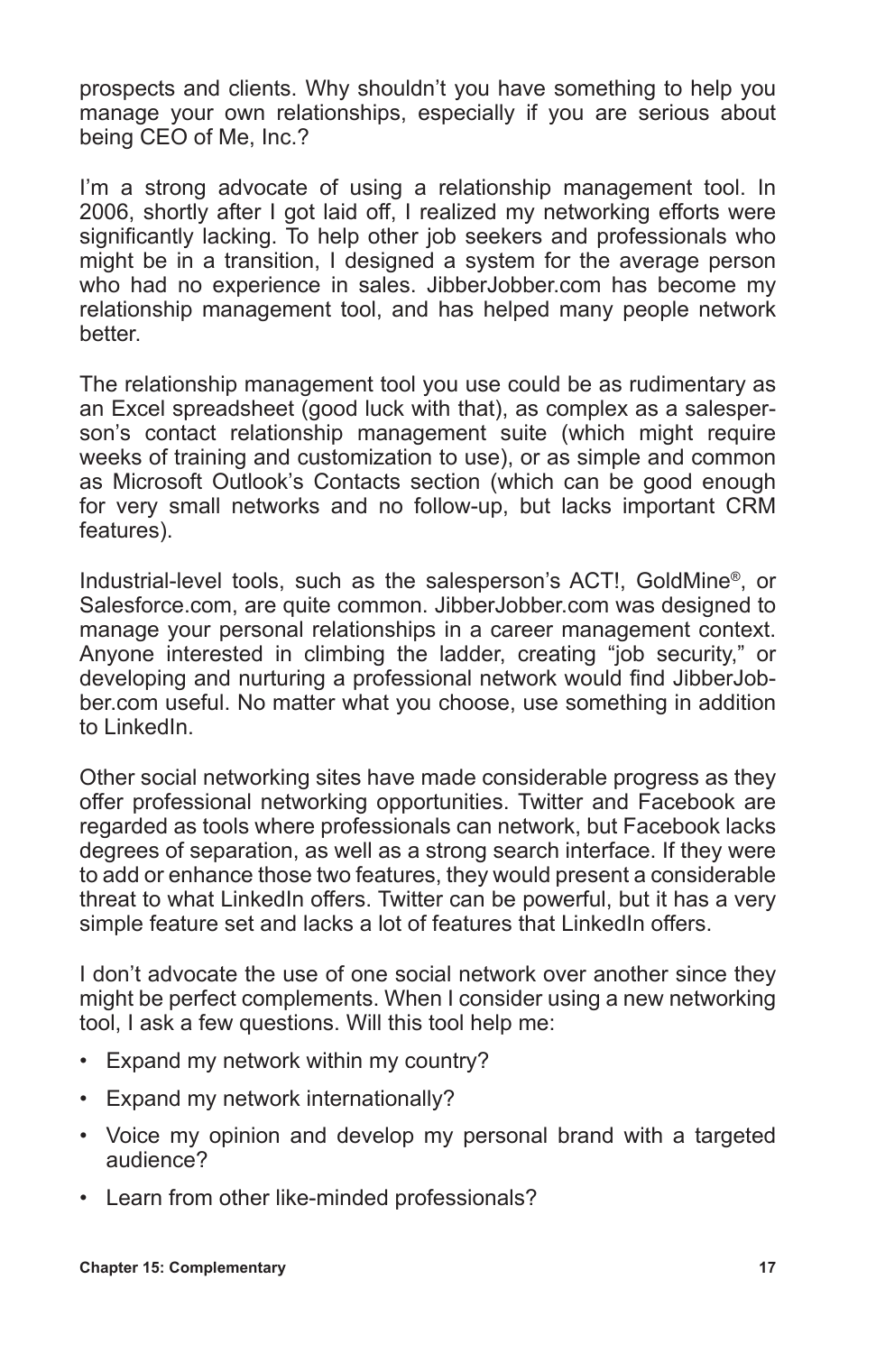prospects and clients. Why shouldn't you have something to help you manage your own relationships, especially if you are serious about being CEO of Me, Inc.?

I'm a strong advocate of using a relationship management tool. In 2006, shortly after I got laid off, I realized my networking efforts were significantly lacking. To help other job seekers and professionals who might be in a transition, I designed a system for the average person who had no experience in sales. JibberJobber.com has become my relationship management tool, and has helped many people network better.

The relationship management tool you use could be as rudimentary as an Excel spreadsheet (good luck with that), as complex as a salesperson's contact relationship management suite (which might require weeks of training and customization to use), or as simple and common as Microsoft Outlook's Contacts section (which can be good enough for very small networks and no follow-up, but lacks important CRM features).

Industrial-level tools, such as the salesperson's ACT!, GoldMine®, or Salesforce.com, are quite common. JibberJobber.com was designed to manage your personal relationships in a career management context. Anyone interested in climbing the ladder, creating "job security," or developing and nurturing a professional network would find JibberJobber.com useful. No matter what you choose, use something in addition to LinkedIn.

Other social networking sites have made considerable progress as they offer professional networking opportunities. Twitter and Facebook are regarded as tools where professionals can network, but Facebook lacks degrees of separation, as well as a strong search interface. If they were to add or enhance those two features, they would present a considerable threat to what LinkedIn offers. Twitter can be powerful, but it has a very simple feature set and lacks a lot of features that LinkedIn offers.

I don't advocate the use of one social network over another since they might be perfect complements. When I consider using a new networking tool, I ask a few questions. Will this tool help me:

- Expand my network within my country?
- Expand my network internationally?
- Voice my opinion and develop my personal brand with a targeted audience?
- Learn from other like-minded professionals?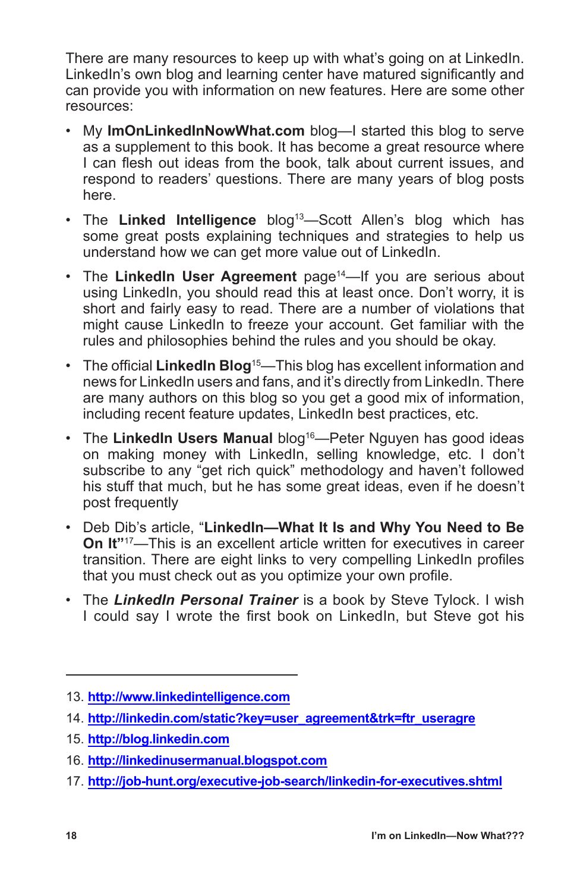There are many resources to keep up with what's going on at LinkedIn. LinkedIn's own blog and learning center have matured significantly and can provide you with information on new features. Here are some other resources:

- My **ImOnLinkedInNowWhat.com** blog—I started this blog to serve as a supplement to this book. It has become a great resource where I can flesh out ideas from the book, talk about current issues, and respond to readers' questions. There are many years of blog posts here.
- The **Linked Intelligence** blog[13]—Scott Allen's blog which has some great posts explaining techniques and strategies to help us understand how we can get more value out of LinkedIn.
- The **LinkedIn User Agreement** page[14]—If you are serious about using LinkedIn, you should read this at least once. Don't worry, it is short and fairly easy to read. There are a number of violations that might cause LinkedIn to freeze your account. Get familiar with the rules and philosophies behind the rules and you should be okay.
- The official **LinkedIn Blog**[15]—This blog has excellent information and news for LinkedIn users and fans, and it's directly from LinkedIn. There are many authors on this blog so you get a good mix of information, including recent feature updates, LinkedIn best practices, etc.
- The **LinkedIn Users Manual** blog[16]—Peter Nguyen has good ideas on making money with LinkedIn, selling knowledge, etc. I don't subscribe to any "get rich quick" methodology and haven't followed his stuff that much, but he has some great ideas, even if he doesn't post frequently
- Deb Dib's article, "**LinkedIn—What It Is and Why You Need to Be On It"**[17]—This is an excellent article written for executives in career transition. There are eight links to very compelling LinkedIn profiles that you must check out as you optimize your own profile.
- The ***LinkedIn Personal Trainer*** is a book by Steve Tylock. I wish I could say I wrote the first book on LinkedIn, but Steve got his

---

13. http://www.linkedintelligence.com
14. http://linkedin.com/static?key=user_agreement&trk=ftr_useragre
15. http://blog.linkedin.com
16. http://linkedinusermanual.blogspot.com
17. http://job-hunt.org/executive-job-search/linkedin-for-executives.shtml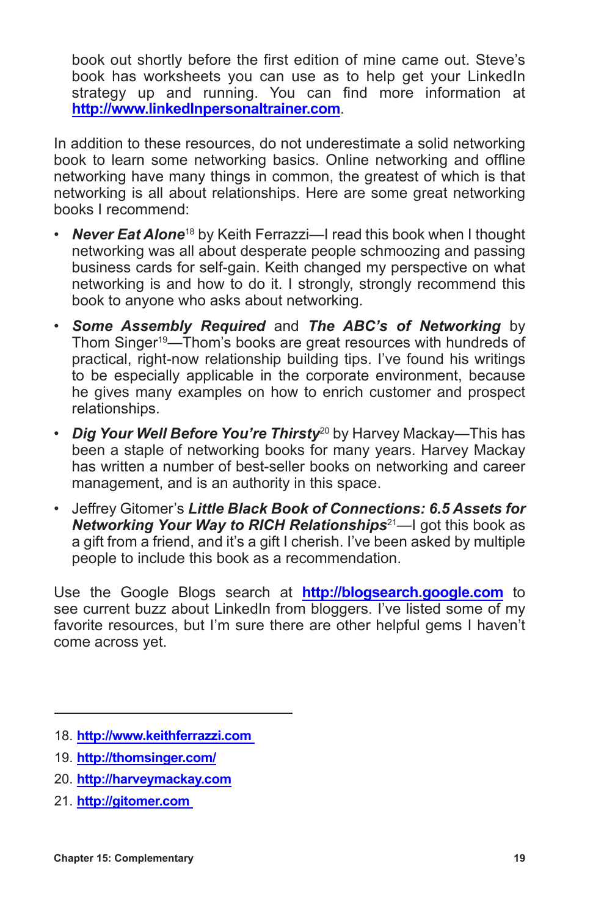book out shortly before the first edition of mine came out. Steve's book has worksheets you can use as to help get your LinkedIn strategy up and running. You can find more information at **http://www.linkedInpersonaltrainer.com**.

In addition to these resources, do not underestimate a solid networking book to learn some networking basics. Online networking and offline networking have many things in common, the greatest of which is that networking is all about relationships. Here are some great networking books I recommend:

- ***Never Eat Alone***[18] by Keith Ferrazzi—I read this book when I thought networking was all about desperate people schmoozing and passing business cards for self-gain. Keith changed my perspective on what networking is and how to do it. I strongly, strongly recommend this book to anyone who asks about networking.
- ***Some Assembly Required*** and ***The ABC's of Networking*** by Thom Singer[19]—Thom's books are great resources with hundreds of practical, right-now relationship building tips. I've found his writings to be especially applicable in the corporate environment, because he gives many examples on how to enrich customer and prospect relationships.
- ***Dig Your Well Before You're Thirsty***[20] by Harvey Mackay—This has been a staple of networking books for many years. Harvey Mackay has written a number of best-seller books on networking and career management, and is an authority in this space.
- Jeffrey Gitomer's ***Little Black Book of Connections: 6.5 Assets for Networking Your Way to RICH Relationships***[21]—I got this book as a gift from a friend, and it's a gift I cherish. I've been asked by multiple people to include this book as a recommendation.

Use the Google Blogs search at **http://blogsearch.google.com** to see current buzz about LinkedIn from bloggers. I've listed some of my favorite resources, but I'm sure there are other helpful gems I haven't come across yet.

---

18. **http://www.keithferrazzi.com**
19. **http://thomsinger.com/**
20. **http://harveymackay.com**
21. **http://gitomer.com**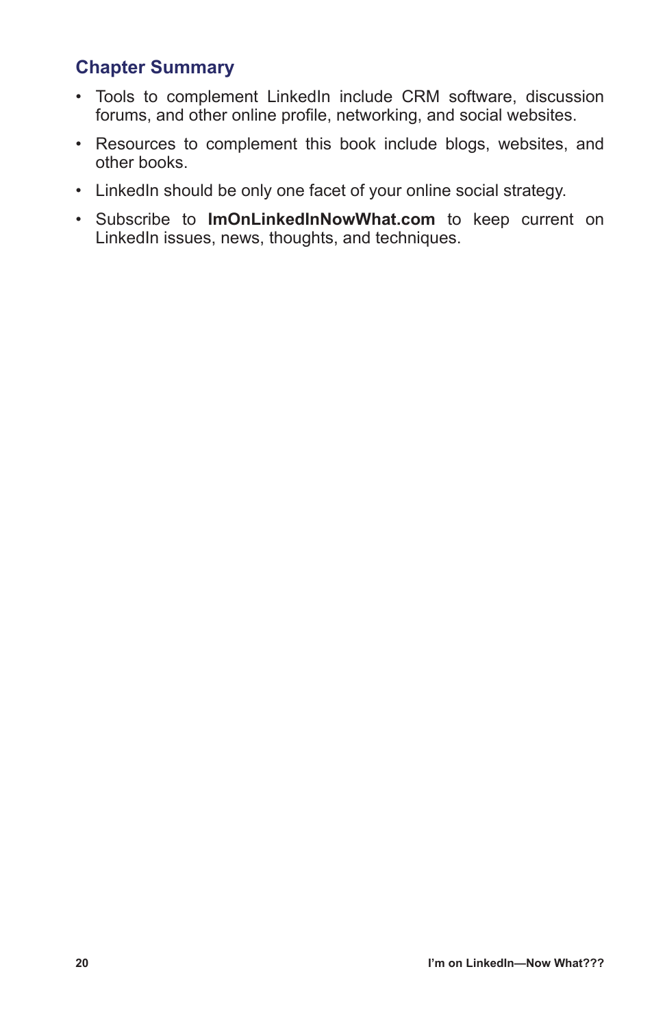## Chapter Summary

- Tools to complement LinkedIn include CRM software, discussion forums, and other online profile, networking, and social websites.
- Resources to complement this book include blogs, websites, and other books.
- LinkedIn should be only one facet of your online social strategy.
- Subscribe to **ImOnLinkedInNowWhat.com** to keep current on LinkedIn issues, news, thoughts, and techniques.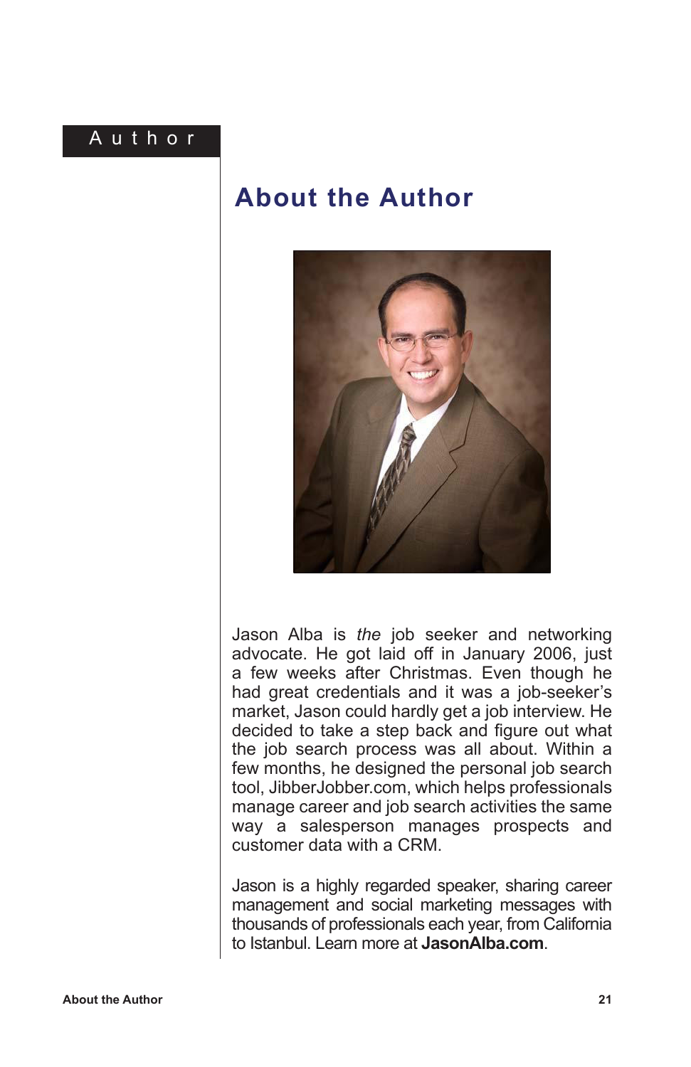# About the Author

Jason Alba is *the* job seeker and networking advocate. He got laid off in January 2006, just a few weeks after Christmas. Even though he had great credentials and it was a job-seeker's market, Jason could hardly get a job interview. He decided to take a step back and figure out what the job search process was all about. Within a few months, he designed the personal job search tool, JibberJobber.com, which helps professionals manage career and job search activities the same way a salesperson manages prospects and customer data with a CRM.

Jason is a highly regarded speaker, sharing career management and social marketing messages with thousands of professionals each year, from California to Istanbul. Learn more at **JasonAlba.com**.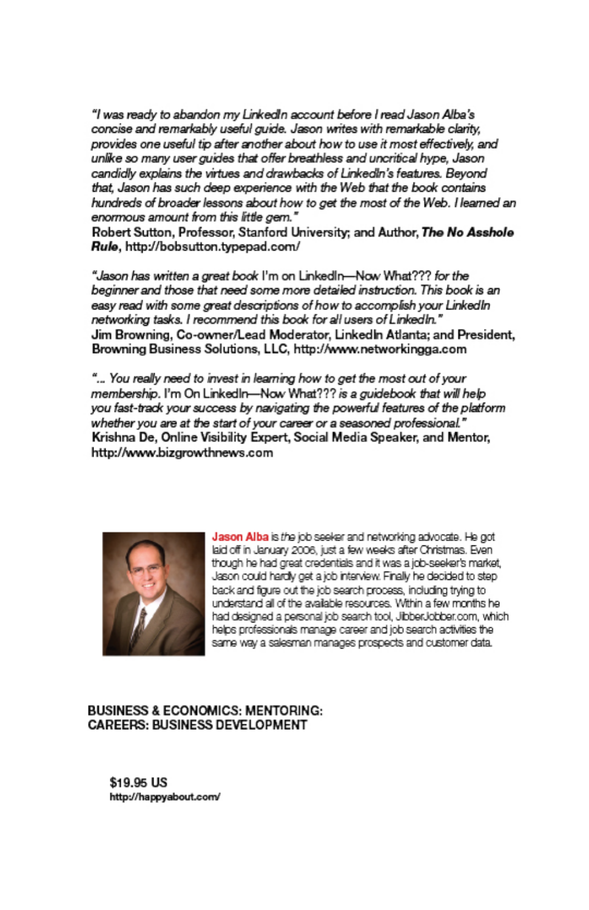*"I was ready to abandon my LinkedIn account before I read Jason Alba's concise and remarkably useful guide. Jason writes with remarkable clarity, provides one useful tip after another about how to use it most effectively, and unlike so many user guides that offer breathless and uncritical hype, Jason candidly explains the virtues and drawbacks of LinkedIn's features. Beyond that, Jason has such deep experience with the Web that the book contains hundreds of broader lessons about how to get the most of the Web. I learned an enormous amount from this little gem."*

Robert Sutton, Professor, Stanford University; and Author, ***The No Asshole Rule***, http://bobsutton.typepad.com/

*"Jason has written a great book* I'm on LinkedIn—Now What??? *for the beginner and those that need some more detailed instruction. This book is an easy read with some great descriptions of how to accomplish your LinkedIn networking tasks. I recommend this book for all users of LinkedIn."*

Jim Browning, Co-owner/Lead Moderator, LinkedIn Atlanta; and President, Browning Business Solutions, LLC, http://www.networkingga.com

*"... You really need to invest in learning how to get the most out of your membership.* I'm On LinkedIn—Now What??? *is a guidebook that will help you fast-track your success by navigating the powerful features of the platform whether you are at the start of your career or a seasoned professional."*

Krishna De, Online Visibility Expert, Social Media Speaker, and Mentor, http://www.bizgrowthnews.com

**Jason Alba** is *the* job seeker and networking advocate. He got laid off in January 2006, just a few weeks after Christmas. Even though he had great credentials and it was a job-seeker's market, Jason could hardly get a job interview. Finally he decided to step back and figure out the job search process, including trying to understand all of the available resources. Within a few months he had designed a personal job search tool, JibberJobber.com, which helps professionals manage career and job search activities the same way a salesman manages prospects and customer data.

BUSINESS & ECONOMICS: MENTORING:
CAREERS: BUSINESS DEVELOPMENT

$19.95 US
http://happyabout.com/